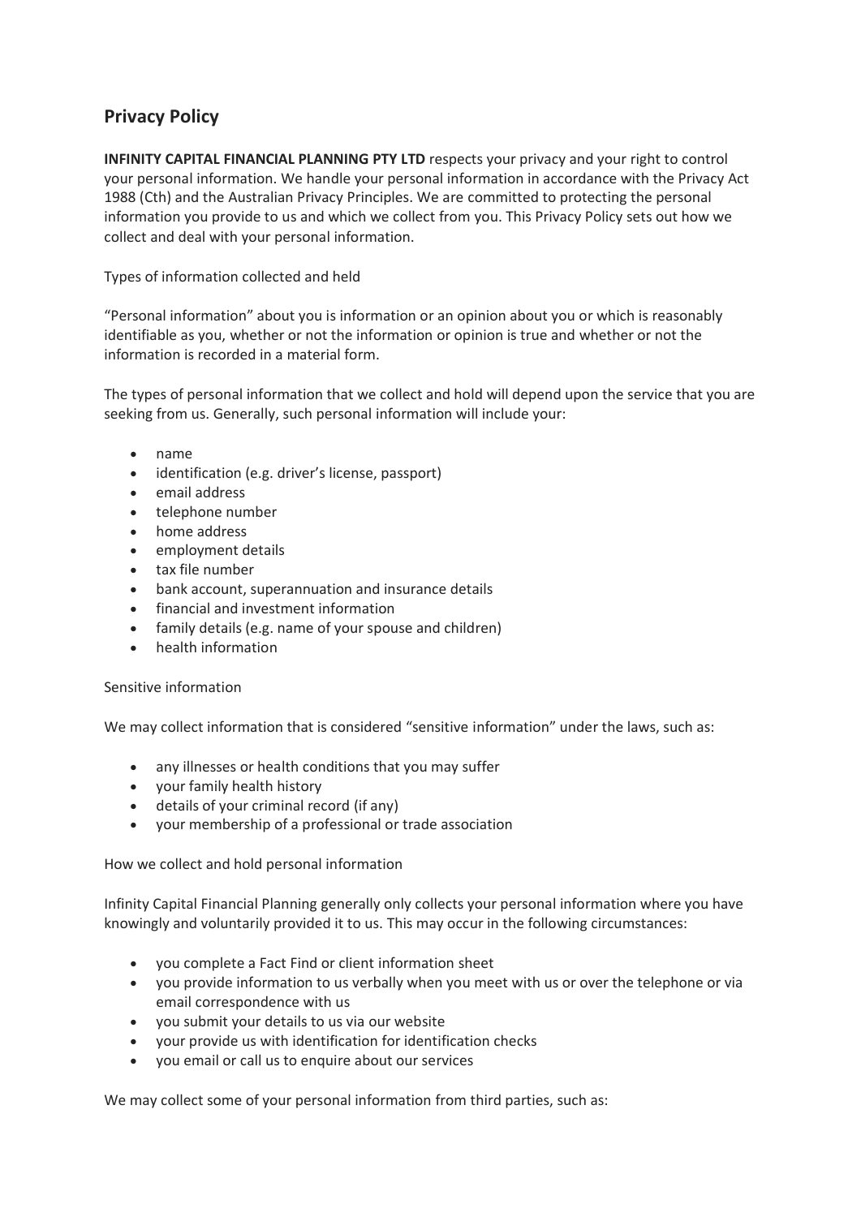# Privacy Policy

**INFINITY CAPITAL FINANCIAL PLANNING PTY LTD** respects your privacy and your right to control your personal information. We handle your personal information in accordance with the Privacy Act 1988 (Cth) and the Australian Privacy Principles. We are committed to protecting the personal information you provide to us and which we collect from you. This Privacy Policy sets out how we collect and deal with your personal information.

Types of information collected and held

"Personal information" about you is information or an opinion about you or which is reasonably identifiable as you, whether or not the information or opinion is true and whether or not the information is recorded in a material form.

The types of personal information that we collect and hold will depend upon the service that you are seeking from us. Generally, such personal information will include your:

- name
- identification (e.g. driver's license, passport)
- email address
- telephone number
- home address
- employment details
- tax file number
- bank account, superannuation and insurance details
- financial and investment information
- family details (e.g. name of your spouse and children)
- health information

Sensitive information

We may collect information that is considered "sensitive information" under the laws, such as:

- any illnesses or health conditions that you may suffer
- your family health history
- details of your criminal record (if any)
- your membership of a professional or trade association

How we collect and hold personal information

Infinity Capital Financial Planning generally only collects your personal information where you have knowingly and voluntarily provided it to us. This may occur in the following circumstances:

- you complete a Fact Find or client information sheet
- you provide information to us verbally when you meet with us or over the telephone or via email correspondence with us
- you submit your details to us via our website
- your provide us with identification for identification checks
- you email or call us to enquire about our services

We may collect some of your personal information from third parties, such as: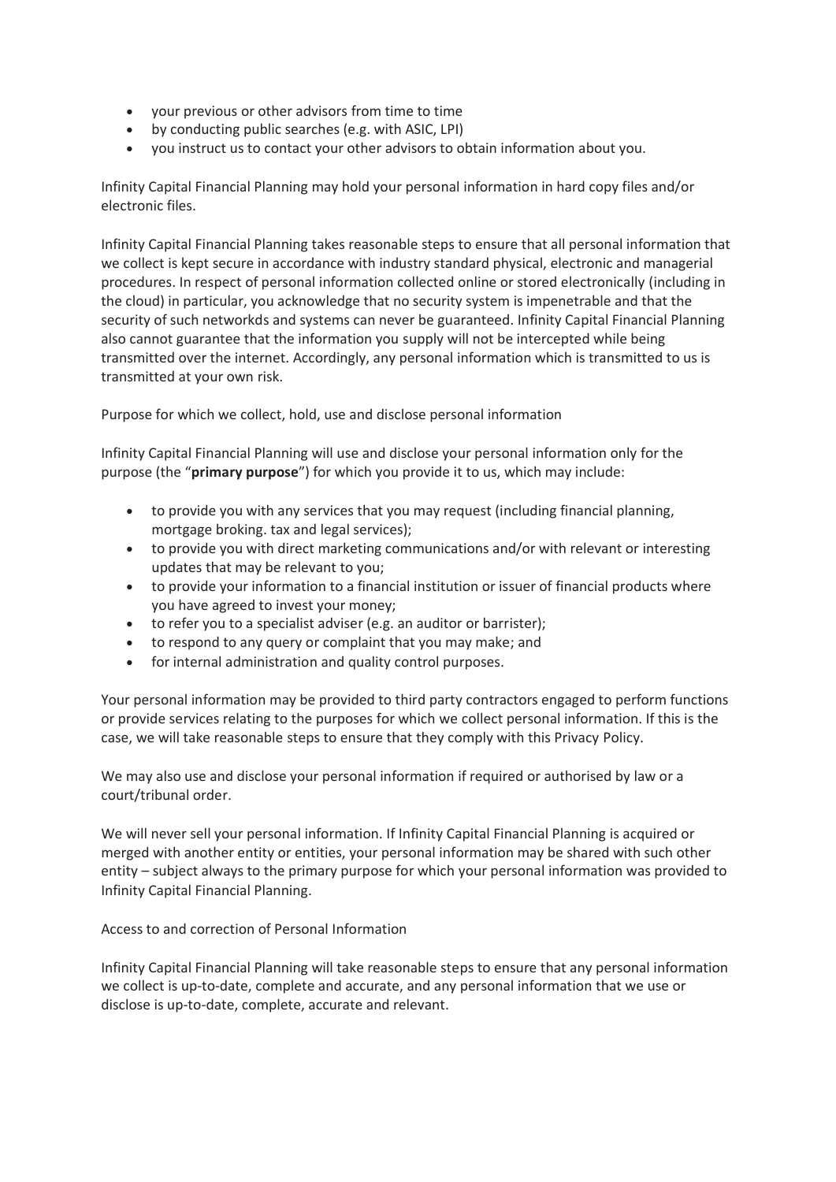- your previous or other advisors from time to time
- by conducting public searches (e.g. with ASIC, LPI)
- you instruct us to contact your other advisors to obtain information about you.

Infinity Capital Financial Planning may hold your personal information in hard copy files and/or electronic files.

Infinity Capital Financial Planning takes reasonable steps to ensure that all personal information that we collect is kept secure in accordance with industry standard physical, electronic and managerial procedures. In respect of personal information collected online or stored electronically (including in the cloud) in particular, you acknowledge that no security system is impenetrable and that the security of such networkds and systems can never be guaranteed. Infinity Capital Financial Planning also cannot guarantee that the information you supply will not be intercepted while being transmitted over the internet. Accordingly, any personal information which is transmitted to us is transmitted at your own risk.

Purpose for which we collect, hold, use and disclose personal information

Infinity Capital Financial Planning will use and disclose your personal information only for the purpose (the "**primary purpose**") for which you provide it to us, which may include:

- to provide you with any services that you may request (including financial planning, mortgage broking. tax and legal services);
- to provide you with direct marketing communications and/or with relevant or interesting updates that may be relevant to you;
- to provide your information to a financial institution or issuer of financial products where you have agreed to invest your money;
- to refer you to a specialist adviser (e.g. an auditor or barrister);
- to respond to any query or complaint that you may make; and
- for internal administration and quality control purposes.

Your personal information may be provided to third party contractors engaged to perform functions or provide services relating to the purposes for which we collect personal information. If this is the case, we will take reasonable steps to ensure that they comply with this Privacy Policy.

We may also use and disclose your personal information if required or authorised by law or a court/tribunal order.

We will never sell your personal information. If Infinity Capital Financial Planning is acquired or merged with another entity or entities, your personal information may be shared with such other entity – subject always to the primary purpose for which your personal information was provided to Infinity Capital Financial Planning.

Access to and correction of Personal Information

Infinity Capital Financial Planning will take reasonable steps to ensure that any personal information we collect is up-to-date, complete and accurate, and any personal information that we use or disclose is up-to-date, complete, accurate and relevant.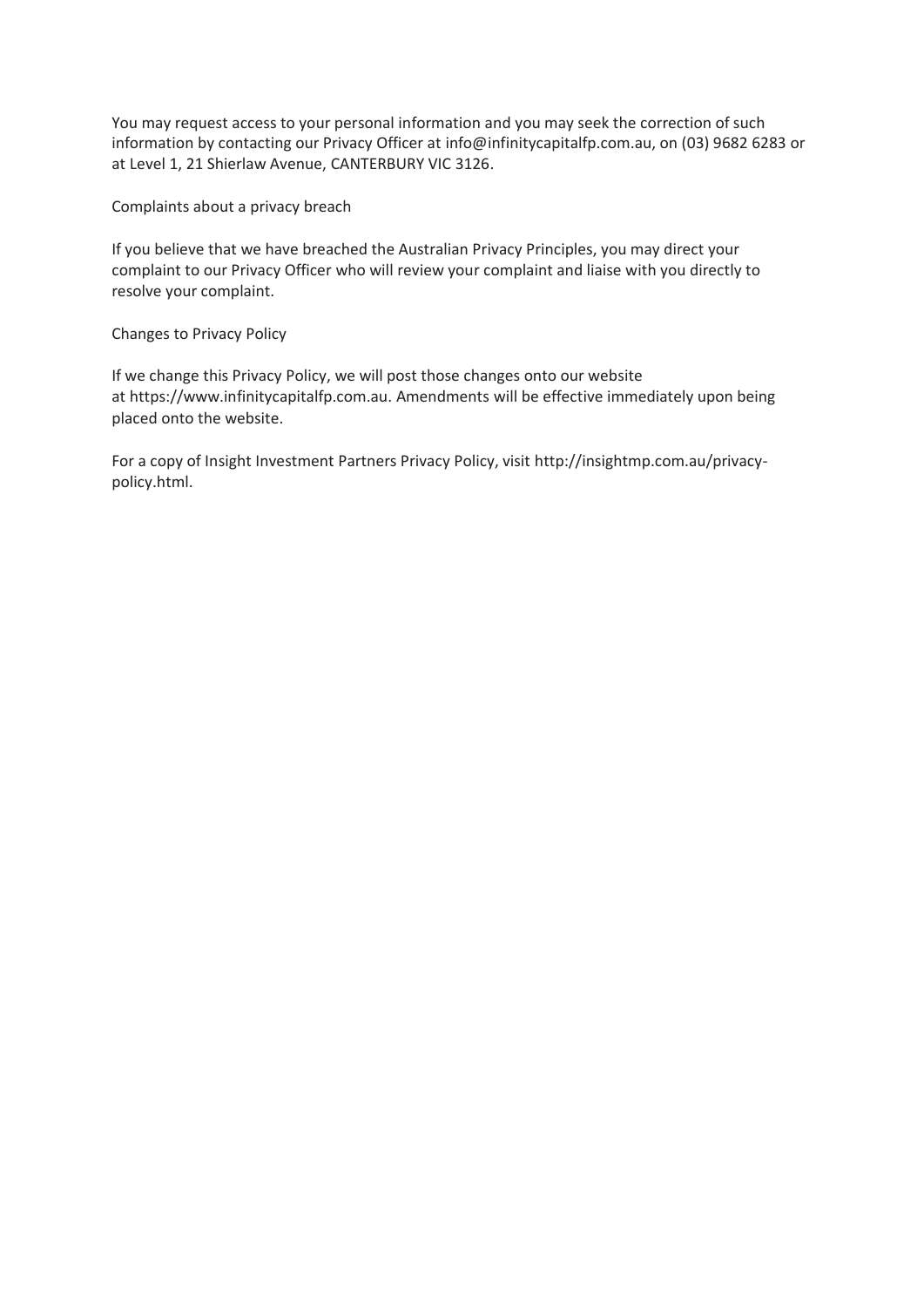You may request access to your personal information and you may seek the correction of such information by contacting our Privacy Officer at info@infinitycapitalfp.com.au, on (03) 9682 6283 or at Level 1, 21 Shierlaw Avenue, CANTERBURY VIC 3126.

## Complaints about a privacy breach

If you believe that we have breached the Australian Privacy Principles, you may direct your complaint to our Privacy Officer who will review your complaint and liaise with you directly to resolve your complaint.

## Changes to Privacy Policy

If we change this Privacy Policy, we will post those changes onto our website at https://www.infinitycapitalfp.com.au. Amendments will be effective immediately upon being placed onto the website.

For a copy of Insight Investment Partners Privacy Policy, visit http://insightmp.com.au/privacy-policy.html.